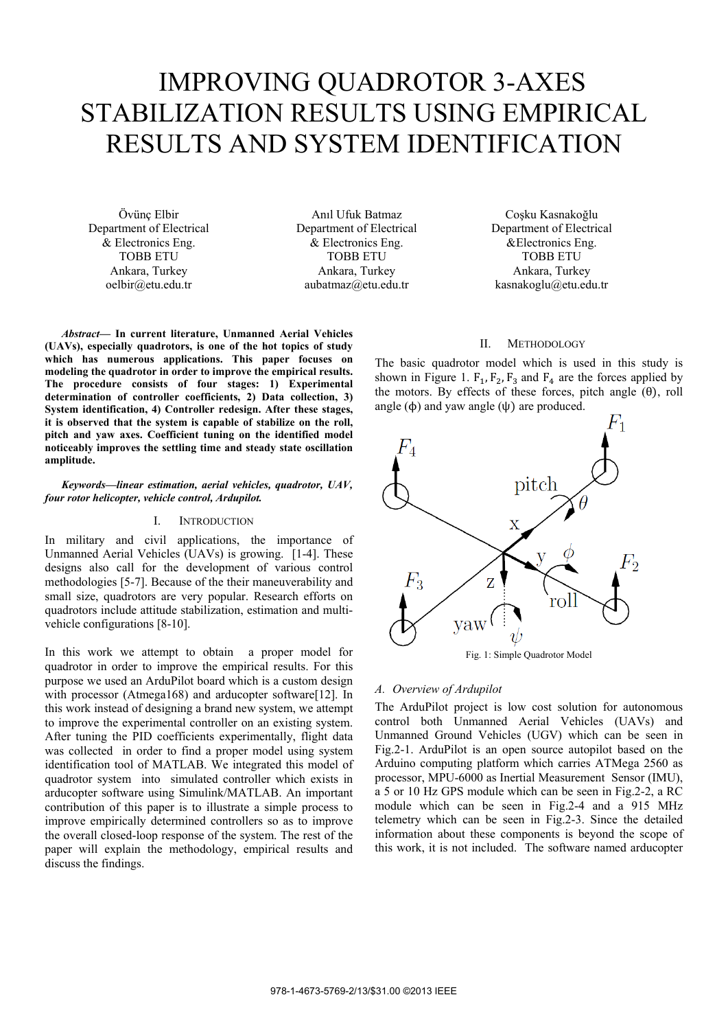# IMPROVING QUADROTOR 3-AXES STABILIZATION RESULTS USING EMPIRICAL RESULTS AND SYSTEM IDENTIFICATION

Övünç Elbir
Department of Electrical & Electronics Eng.
TOBB ETU
Ankara, Turkey
oelbir@etu.edu.tr

Anıl Ufuk Batmaz
Department of Electrical & Electronics Eng.
TOBB ETU
Ankara, Turkey
aubatmaz@etu.edu.tr

Coşku Kasnakoğlu
Department of Electrical &Electronics Eng.
TOBB ETU
Ankara, Turkey
kasnakoglu@etu.edu.tr

***Abstract*— In current literature, Unmanned Aerial Vehicles (UAVs), especially quadrotors, is one of the hot topics of study which has numerous applications. This paper focuses on modeling the quadrotor in order to improve the empirical results. The procedure consists of four stages: 1) Experimental determination of controller coefficients, 2) Data collection, 3) System identification, 4) Controller redesign. After these stages, it is observed that the system is capable of stabilize on the roll, pitch and yaw axes. Coefficient tuning on the identified model noticeably improves the settling time and steady state oscillation amplitude.**

***Keywords—linear estimation, aerial vehicles, quadrotor, UAV, four rotor helicopter, vehicle control, Ardupilot.***

## I. INTRODUCTION

In military and civil applications, the importance of Unmanned Aerial Vehicles (UAVs) is growing. [1-4]. These designs also call for the development of various control methodologies [5-7]. Because of the their maneuverability and small size, quadrotors are very popular. Research efforts on quadrotors include attitude stabilization, estimation and multi-vehicle configurations [8-10].

In this work we attempt to obtain a proper model for quadrotor in order to improve the empirical results. For this purpose we used an ArduPilot board which is a custom design with processor (Atmega168) and arducopter software[12]. In this work instead of designing a brand new system, we attempt to improve the experimental controller on an existing system. After tuning the PID coefficients experimentally, flight data was collected in order to find a proper model using system identification tool of MATLAB. We integrated this model of quadrotor system into simulated controller which exists in arducopter software using Simulink/MATLAB. An important contribution of this paper is to illustrate a simple process to improve empirically determined controllers so as to improve the overall closed-loop response of the system. The rest of the paper will explain the methodology, empirical results and discuss the findings.

## II. METHODOLOGY

The basic quadrotor model which is used in this study is shown in Figure 1. $F_1, F_2, F_3$ and $F_4$ are the forces applied by the motors. By effects of these forces, pitch angle ($\theta$), roll angle ($\phi$) and yaw angle ($\psi$) are produced.

Fig. 1: Simple Quadrotor Model

### A. Overview of Ardupilot

The ArduPilot project is low cost solution for autonomous control both Unmanned Aerial Vehicles (UAVs) and Unmanned Ground Vehicles (UGV) which can be seen in Fig.2-1. ArduPilot is an open source autopilot based on the Arduino computing platform which carries ATMega 2560 as processor, MPU-6000 as Inertial Measurement Sensor (IMU), a 5 or 10 Hz GPS module which can be seen in Fig.2-2, a RC module which can be seen in Fig.2-4 and a 915 MHz telemetry which can be seen in Fig.2-3. Since the detailed information about these components is beyond the scope of this work, it is not included. The software named arducopter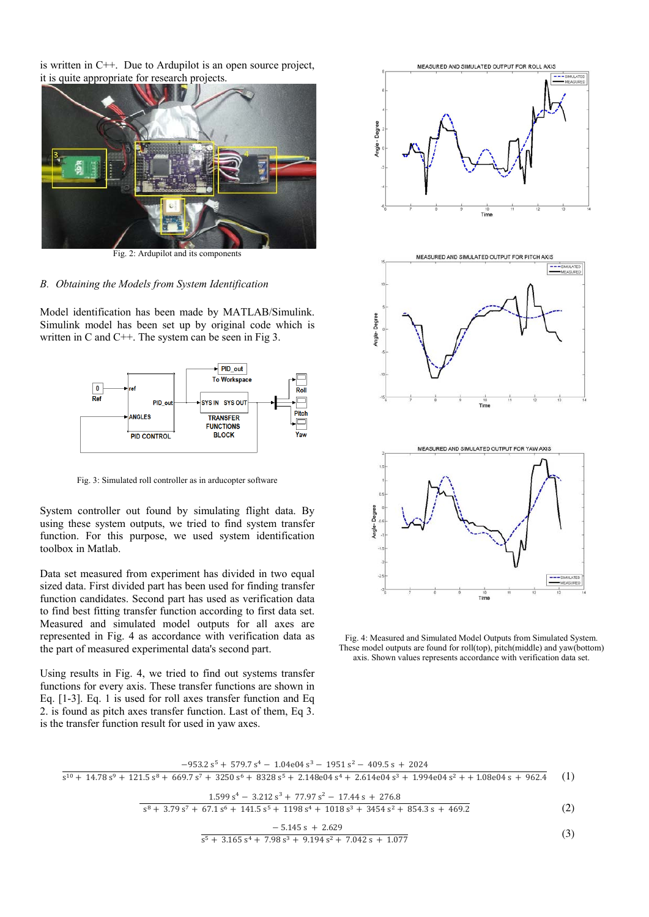is written in C++. Due to Ardupilot is an open source project, it is quite appropriate for research projects.

Fig. 2: Ardupilot and its components

### *B. Obtaining the Models from System Identification*

Model identification has been made by MATLAB/Simulink. Simulink model has been set up by original code which is written in C and C++. The system can be seen in Fig 3.

Fig. 3: Simulated roll controller as in arducopter software

System controller out found by simulating flight data. By using these system outputs, we tried to find system transfer function. For this purpose, we used system identification toolbox in Matlab.

Data set measured from experiment has divided in two equal sized data. First divided part has been used for finding transfer function candidates. Second part has used as verification data to find best fitting transfer function according to first data set. Measured and simulated model outputs for all axes are represented in Fig. 4 as accordance with verification data as the part of measured experimental data's second part.

Using results in Fig. 4, we tried to find out systems transfer functions for every axis. These transfer functions are shown in Eq. [1-3]. Eq. 1 is used for roll axes transfer function and Eq 2. is found as pitch axes transfer function. Last of them, Eq 3. is the transfer function result for used in yaw axes.

Fig. 4: Measured and Simulated Model Outputs from Simulated System. These model outputs are found for roll(top), pitch(middle) and yaw(bottom) axis. Shown values represents accordance with verification data set.

$$\frac{-953.2\, s^5 + 579.7\, s^4 - 1.04e04\, s^3 - 1951\, s^2 - 409.5\, s + 2024}{s^{10} + 14.78\, s^9 + 121.5\, s^8 + 669.7\, s^7 + 3250\, s^6 + 8328\, s^5 + 2.148e04\, s^4 + 2.614e04\, s^3 + 1.994e04\, s^2 + + 1.08e04\, s + 962.4} \tag{1}$$

$$\frac{1.599\, s^4 - 3.212\, s^3 + 77.97\, s^2 - 17.44\, s + 276.8}{s^8 + 3.79\, s^7 + 67.1\, s^6 + 141.5\, s^5 + 1198\, s^4 + 1018\, s^3 + 3454\, s^2 + 854.3\, s + 469.2} \tag{2}$$

$$\frac{-5.145\, s + 2.629}{s^5 + 3.165\, s^4 + 7.98\, s^3 + 9.194\, s^2 + 7.042\, s + 1.077} \tag{3}$$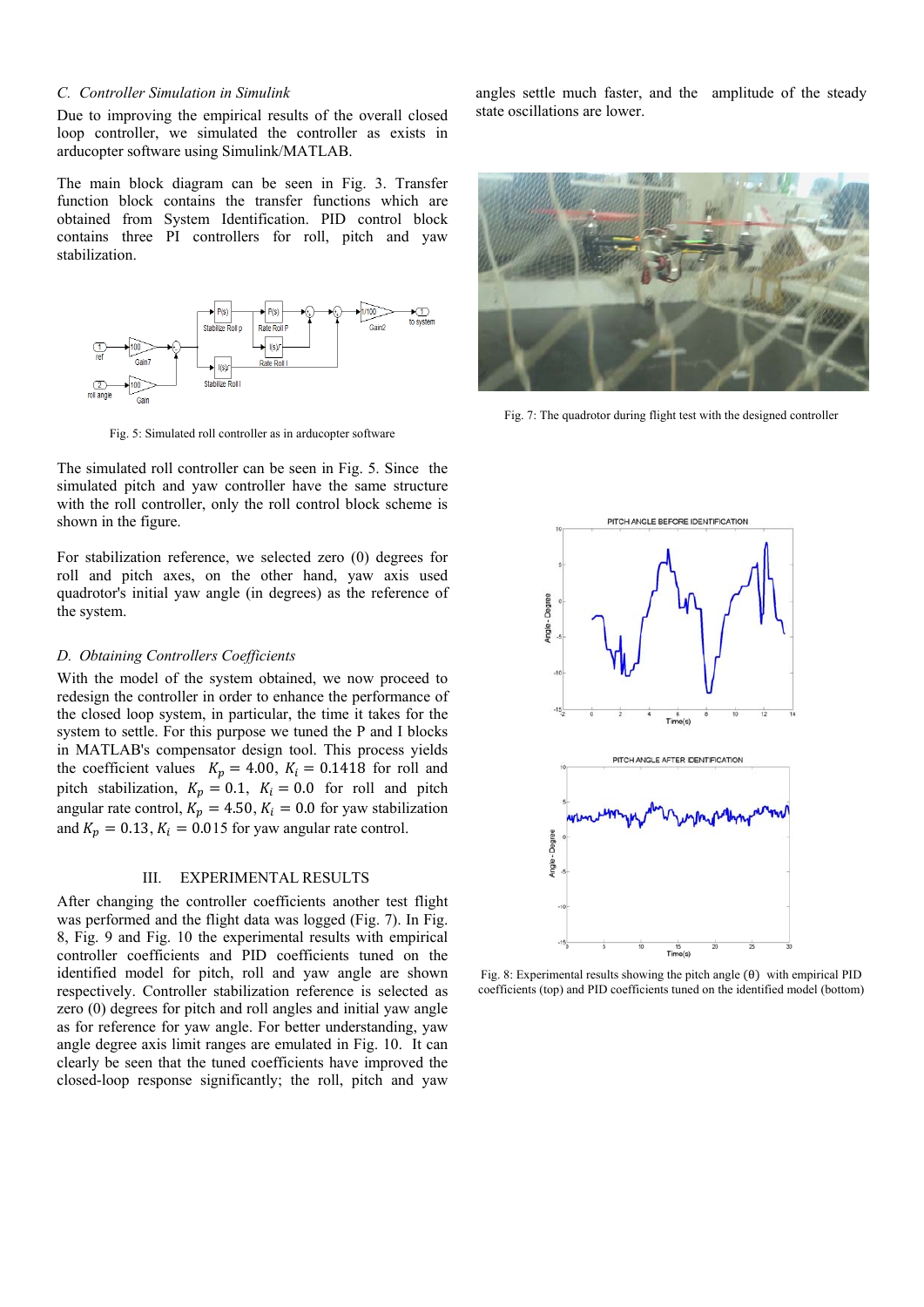### C. Controller Simulation in Simulink

Due to improving the empirical results of the overall closed loop controller, we simulated the controller as exists in arducopter software using Simulink/MATLAB.

The main block diagram can be seen in Fig. 3. Transfer function block contains the transfer functions which are obtained from System Identification. PID control block contains three PI controllers for roll, pitch and yaw stabilization.

Fig. 5: Simulated roll controller as in arducopter software

The simulated roll controller can be seen in Fig. 5. Since the simulated pitch and yaw controller have the same structure with the roll controller, only the roll control block scheme is shown in the figure.

For stabilization reference, we selected zero (0) degrees for roll and pitch axes, on the other hand, yaw axis used quadrotor's initial yaw angle (in degrees) as the reference of the system.

### D. Obtaining Controllers Coefficients

With the model of the system obtained, we now proceed to redesign the controller in order to enhance the performance of the closed loop system, in particular, the time it takes for the system to settle. For this purpose we tuned the P and I blocks in MATLAB's compensator design tool. This process yields the coefficient values $K_p = 4.00$, $K_i = 0.1418$ for roll and pitch stabilization, $K_p = 0.1$, $K_i = 0.0$ for roll and pitch angular rate control, $K_p = 4.50$, $K_i = 0.0$ for yaw stabilization and $K_p = 0.13$, $K_i = 0.015$ for yaw angular rate control.

## III. EXPERIMENTAL RESULTS

After changing the controller coefficients another test flight was performed and the flight data was logged (Fig. 7). In Fig. 8, Fig. 9 and Fig. 10 the experimental results with empirical controller coefficients and PID coefficients tuned on the identified model for pitch, roll and yaw angle are shown respectively. Controller stabilization reference is selected as zero (0) degrees for pitch and roll angles and initial yaw angle as for reference for yaw angle. For better understanding, yaw angle degree axis limit ranges are emulated in Fig. 10. It can clearly be seen that the tuned coefficients have improved the closed-loop response significantly; the roll, pitch and yaw angles settle much faster, and the amplitude of the steady state oscillations are lower.

Fig. 7: The quadrotor during flight test with the designed controller

Fig. 8: Experimental results showing the pitch angle ($\theta$) with empirical PID coefficients (top) and PID coefficients tuned on the identified model (bottom)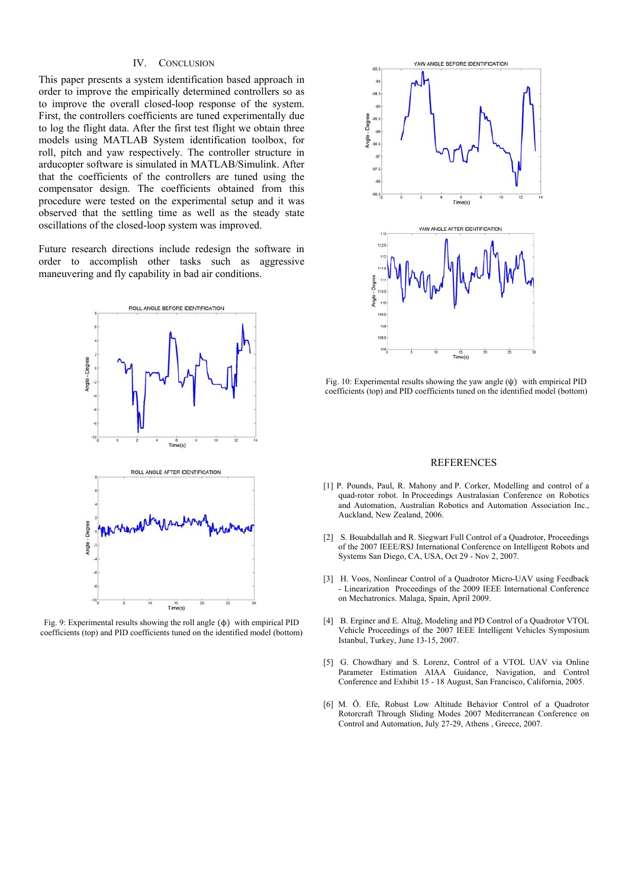## IV. CONCLUSION

This paper presents a system identification based approach in order to improve the empirically determined controllers so as to improve the overall closed-loop response of the system. First, the controllers coefficients are tuned experimentally due to log the flight data. After the first test flight we obtain three models using MATLAB System identification toolbox, for roll, pitch and yaw respectively. The controller structure in arducopter software is simulated in MATLAB/Simulink. After that the coefficients of the controllers are tuned using the compensator design. The coefficients obtained from this procedure were tested on the experimental setup and it was observed that the settling time as well as the steady state oscillations of the closed-loop system was improved.

Future research directions include redesign the software in order to accomplish other tasks such as aggressive maneuvering and fly capability in bad air conditions.

Fig. 9: Experimental results showing the roll angle (ϕ) with empirical PID coefficients (top) and PID coefficients tuned on the identified model (bottom)

Fig. 10: Experimental results showing the yaw angle (ψ) with empirical PID coefficients (top) and PID coefficients tuned on the identified model (bottom)

## REFERENCES

[1] P. Pounds, Paul, R. Mahony and P. Corker, Modelling and control of a quad-rotor robot. In Proceedings Australasian Conference on Robotics and Automation, Australian Robotics and Automation Association Inc., Auckland, New Zealand, 2006.

[2] S. Bouabdallah and R. Siegwart Full Control of a Quadrotor, Proceedings of the 2007 IEEE/RSJ International Conference on Intelligent Robots and Systems San Diego, CA, USA, Oct 29 - Nov 2, 2007.

[3] H. Voos, Nonlinear Control of a Quadrotor Micro-UAV using Feedback - Linearization Proceedings of the 2009 IEEE International Conference on Mechatronics. Malaga, Spain, April 2009.

[4] B. Erginer and E. Altuğ, Modeling and PD Control of a Quadrotor VTOL Vehicle Proceedings of the 2007 IEEE Intelligent Vehicles Symposium Istanbul, Turkey, June 13-15, 2007.

[5] G. Chowdhary and S. Lorenz, Control of a VTOL UAV via Online Parameter Estimation AIAA Guidance, Navigation, and Control Conference and Exhibit 15 - 18 August, San Francisco, California, 2005.

[6] M. Ö. Efe, Robust Low Altitude Behavior Control of a Quadrotor Rotorcraft Through Sliding Modes 2007 Mediterranean Conference on Control and Automation, July 27-29, Athens , Greece, 2007.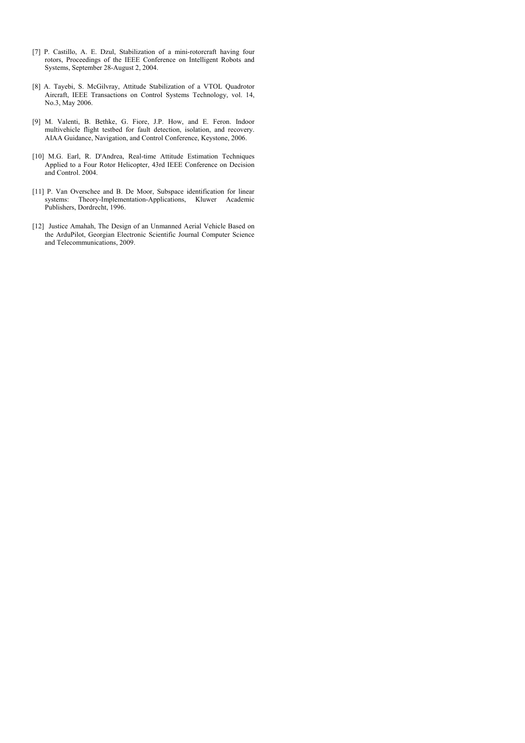[7] P. Castillo, A. E. Dzul, Stabilization of a mini-rotorcraft having four rotors, Proceedings of the IEEE Conference on Intelligent Robots and Systems, September 28-August 2, 2004.

[8] A. Tayebi, S. McGilvray, Attitude Stabilization of a VTOL Quadrotor Aircraft, IEEE Transactions on Control Systems Technology, vol. 14, No.3, May 2006.

[9] M. Valenti, B. Bethke, G. Fiore, J.P. How, and E. Feron. Indoor multivehicle flight testbed for fault detection, isolation, and recovery. AIAA Guidance, Navigation, and Control Conference, Keystone, 2006.

[10] M.G. Earl, R. D'Andrea, Real-time Attitude Estimation Techniques Applied to a Four Rotor Helicopter, 43rd IEEE Conference on Decision and Control. 2004.

[11] P. Van Overschee and B. De Moor, Subspace identification for linear systems: Theory-Implementation-Applications, Kluwer Academic Publishers, Dordrecht, 1996.

[12] Justice Amahah, The Design of an Unmanned Aerial Vehicle Based on the ArduPilot, Georgian Electronic Scientific Journal Computer Science and Telecommunications, 2009.